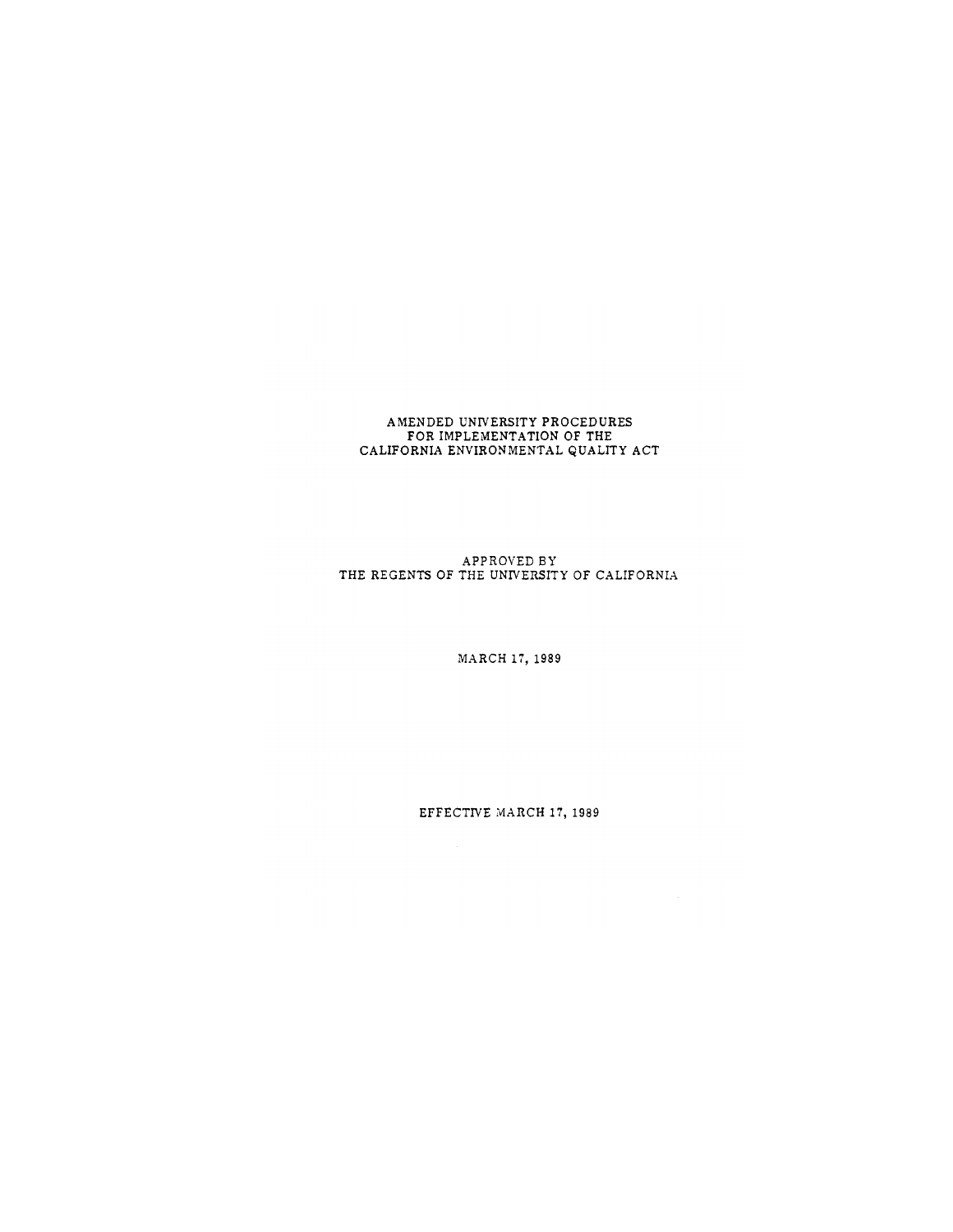# AMENDED UNIVERSITY PROCEDURES FOR IMPLEMENTATION OF THE CALIFORNIA ENVIRONMENTAL QUALITY ACT

APPROVED BY
THE REGENTS OF THE UNIVERSITY OF CALIFORNIA

MARCH 17, 1989

EFFECTIVE MARCH 17, 1989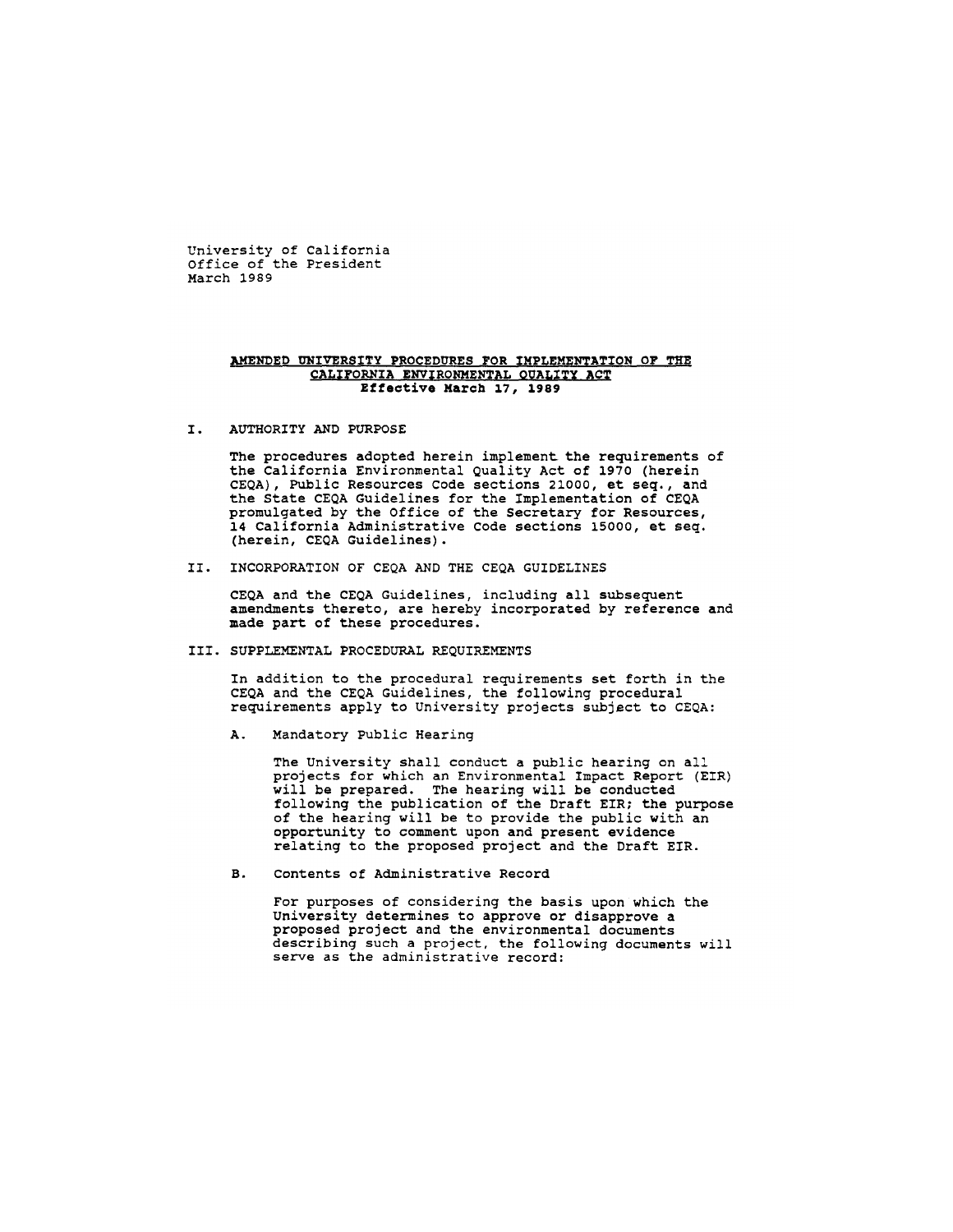University of California
Office of the President
March 1989

## AMENDED UNIVERSITY PROCEDURES FOR IMPLEMENTATION OF THE CALIFORNIA ENVIRONMENTAL QUALITY ACT

**Effective March 17, 1989**

### I. AUTHORITY AND PURPOSE

The procedures adopted herein implement the requirements of the California Environmental Quality Act of 1970 (herein CEQA), Public Resources Code sections 21000, et seq., and the State CEQA Guidelines for the Implementation of CEQA promulgated by the Office of the Secretary for Resources, 14 California Administrative Code sections 15000, et seq. (herein, CEQA Guidelines).

### II. INCORPORATION OF CEQA AND THE CEQA GUIDELINES

CEQA and the CEQA Guidelines, including all subsequent amendments thereto, are hereby incorporated by reference and made part of these procedures.

### III. SUPPLEMENTAL PROCEDURAL REQUIREMENTS

In addition to the procedural requirements set forth in the CEQA and the CEQA Guidelines, the following procedural requirements apply to University projects subject to CEQA:

A. Mandatory Public Hearing

The University shall conduct a public hearing on all projects for which an Environmental Impact Report (EIR) will be prepared. The hearing will be conducted following the publication of the Draft EIR; the purpose of the hearing will be to provide the public with an opportunity to comment upon and present evidence relating to the proposed project and the Draft EIR.

B. Contents of Administrative Record

For purposes of considering the basis upon which the University determines to approve or disapprove a proposed project and the environmental documents describing such a project, the following documents will serve as the administrative record: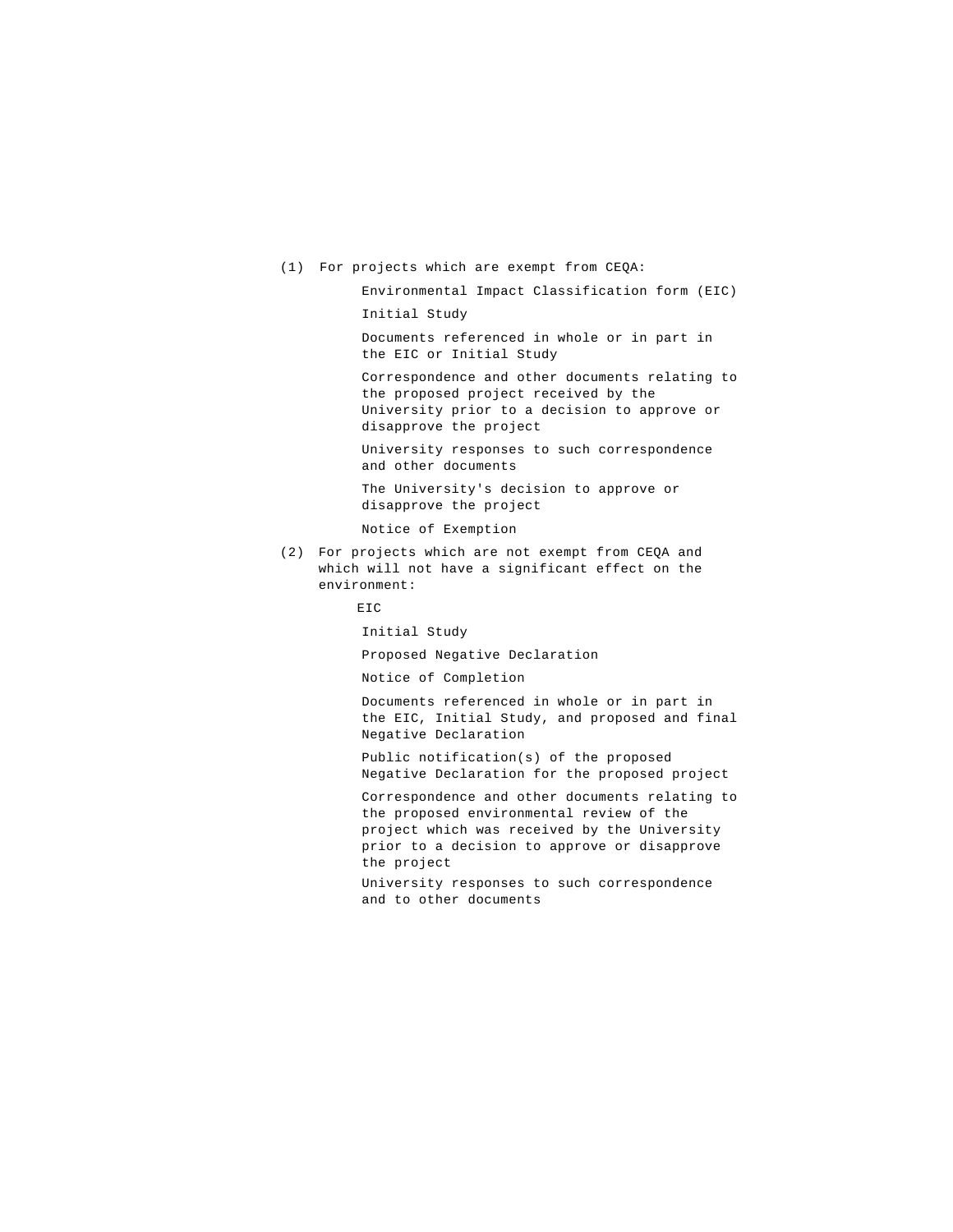(1) For projects which are exempt from CEQA:

- Environmental Impact Classification form (EIC)
- Initial Study
- Documents referenced in whole or in part in the EIC or Initial Study
- Correspondence and other documents relating to the proposed project received by the University prior to a decision to approve or disapprove the project
- University responses to such correspondence and other documents
- The University's decision to approve or disapprove the project
- Notice of Exemption

(2) For projects which are not exempt from CEQA and which will not have a significant effect on the environment:

- EIC
- Initial Study
- Proposed Negative Declaration
- Notice of Completion
- Documents referenced in whole or in part in the EIC, Initial Study, and proposed and final Negative Declaration
- Public notification(s) of the proposed Negative Declaration for the proposed project
- Correspondence and other documents relating to the proposed environmental review of the project which was received by the University prior to a decision to approve or disapprove the project
- University responses to such correspondence and to other documents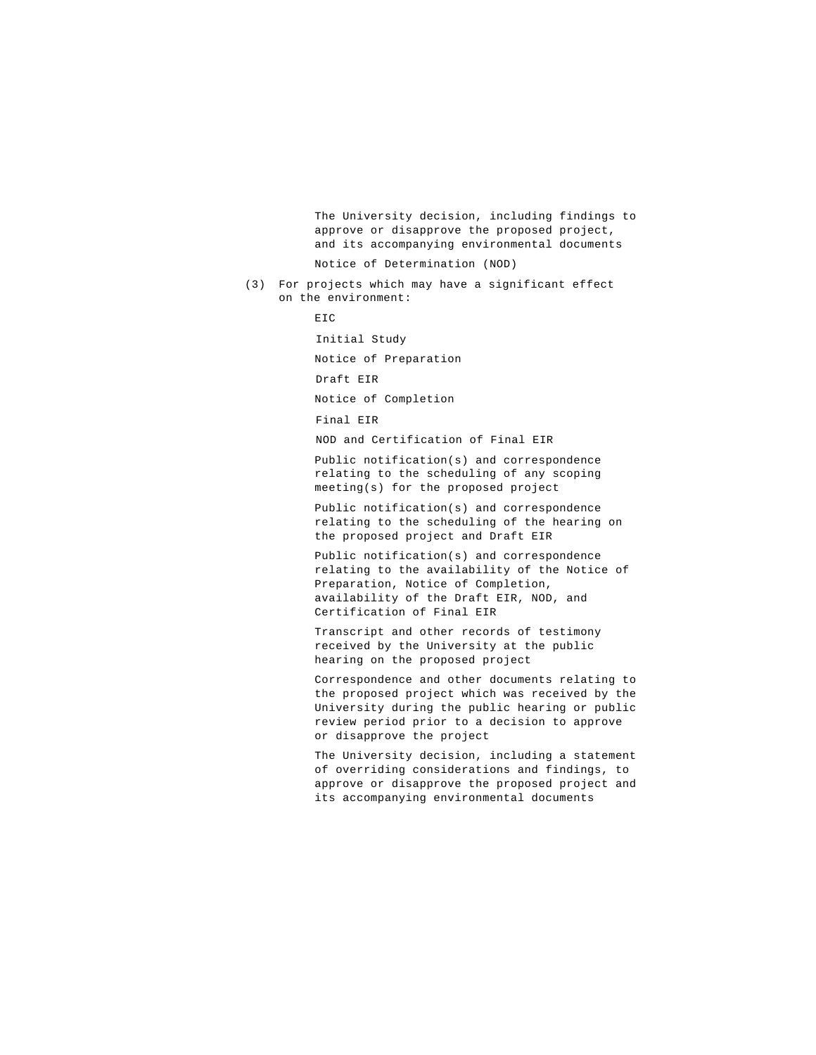The University decision, including findings to approve or disapprove the proposed project, and its accompanying environmental documents

Notice of Determination (NOD)

(3) For projects which may have a significant effect on the environment:

EIC

Initial Study

Notice of Preparation

Draft EIR

Notice of Completion

Final EIR

NOD and Certification of Final EIR

Public notification(s) and correspondence relating to the scheduling of any scoping meeting(s) for the proposed project

Public notification(s) and correspondence relating to the scheduling of the hearing on the proposed project and Draft EIR

Public notification(s) and correspondence relating to the availability of the Notice of Preparation, Notice of Completion, availability of the Draft EIR, NOD, and Certification of Final EIR

Transcript and other records of testimony received by the University at the public hearing on the proposed project

Correspondence and other documents relating to the proposed project which was received by the University during the public hearing or public review period prior to a decision to approve or disapprove the project

The University decision, including a statement of overriding considerations and findings, to approve or disapprove the proposed project and its accompanying environmental documents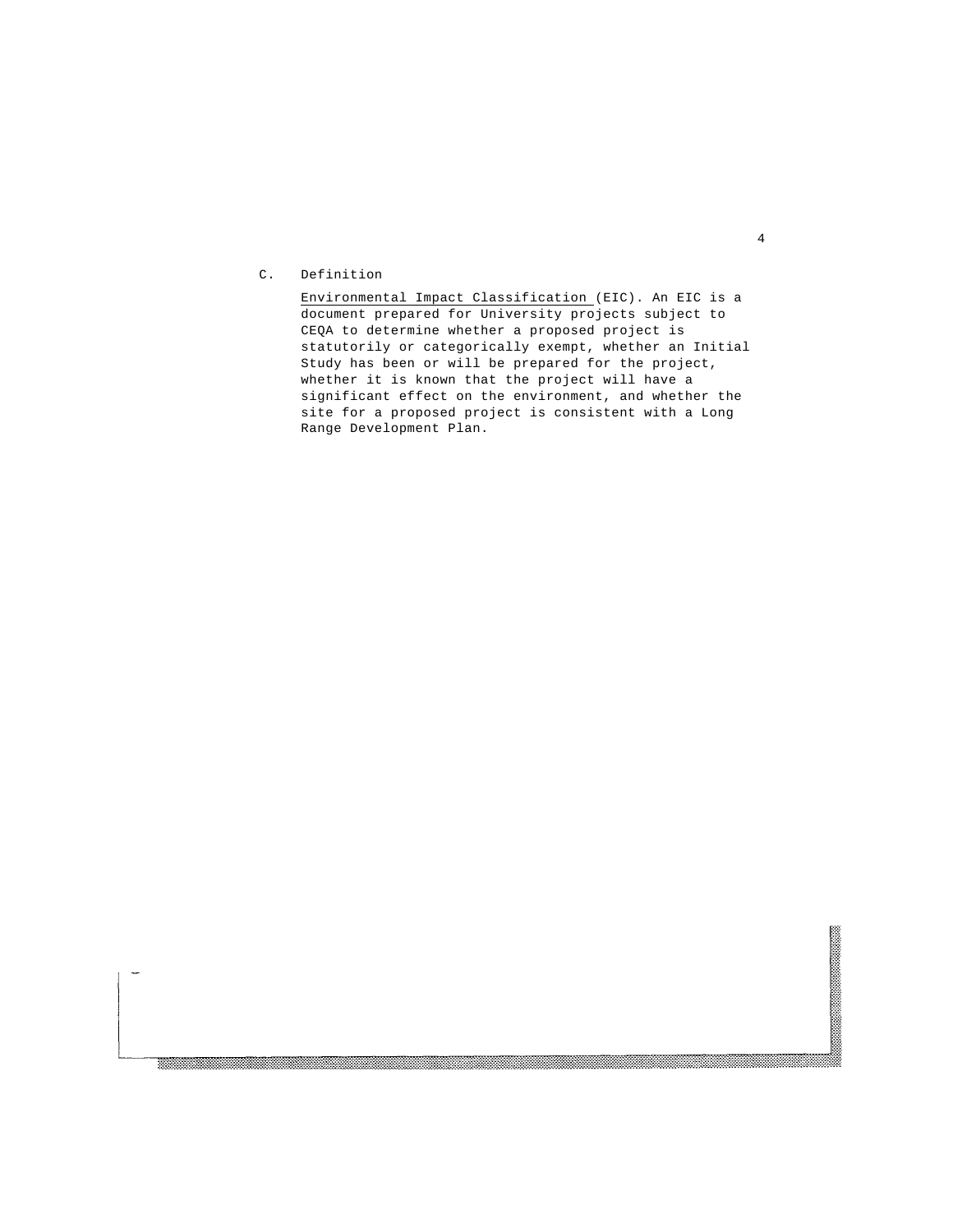C. Definition

Environmental Impact Classification (EIC). An EIC is a document prepared for University projects subject to CEQA to determine whether a proposed project is statutorily or categorically exempt, whether an Initial Study has been or will be prepared for the project, whether it is known that the project will have a significant effect on the environment, and whether the site for a proposed project is consistent with a Long Range Development Plan.